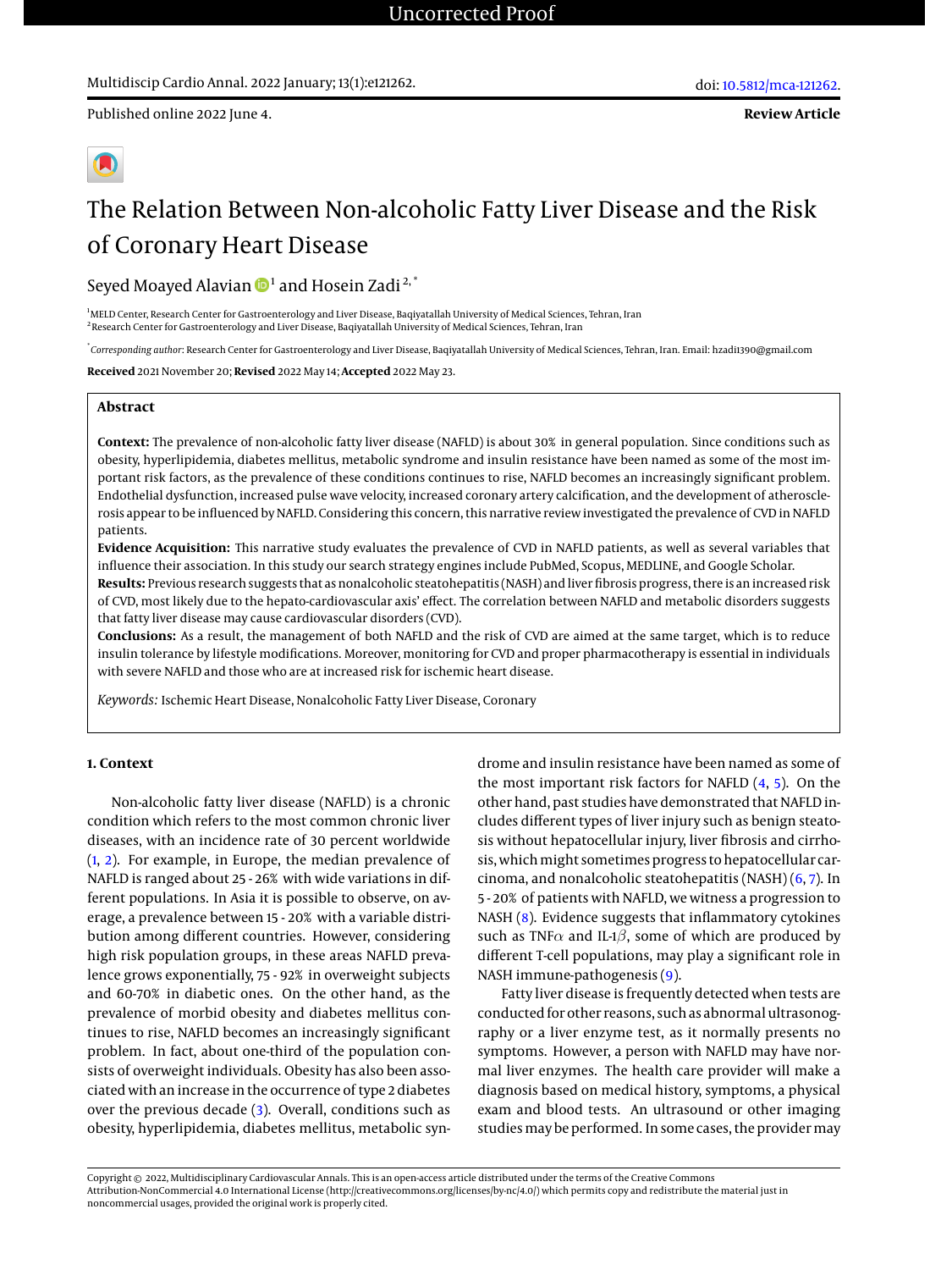Published online 2022 June 4.

**Review Article**

# The Relation Between Non-alcoholic Fatty Liver Disease and the Risk of Coronary Heart Disease

Seyed Moayed Alavian[1] and Hosein Zadi[2,*]

[1]MELD Center, Research Center for Gastroenterology and Liver Disease, Baqiyatallah University of Medical Sciences, Tehran, Iran
[2]Research Center for Gastroenterology and Liver Disease, Baqiyatallah University of Medical Sciences, Tehran, Iran

[*]*Corresponding author*: Research Center for Gastroenterology and Liver Disease, Baqiyatallah University of Medical Sciences, Tehran, Iran. Email: hzadi1390@gmail.com

**Received** 2021 November 20; **Revised** 2022 May 14; **Accepted** 2022 May 23.

## Abstract

**Context:** The prevalence of non-alcoholic fatty liver disease (NAFLD) is about 30% in general population. Since conditions such as obesity, hyperlipidemia, diabetes mellitus, metabolic syndrome and insulin resistance have been named as some of the most important risk factors, as the prevalence of these conditions continues to rise, NAFLD becomes an increasingly significant problem. Endothelial dysfunction, increased pulse wave velocity, increased coronary artery calcification, and the development of atherosclerosis appear to be influenced by NAFLD. Considering this concern, this narrative review investigated the prevalence of CVD in NAFLD patients.

**Evidence Acquisition:** This narrative study evaluates the prevalence of CVD in NAFLD patients, as well as several variables that influence their association. In this study our search strategy engines include PubMed, Scopus, MEDLINE, and Google Scholar.

**Results:** Previous research suggests that as nonalcoholic steatohepatitis (NASH) and liver fibrosis progress, there is an increased risk of CVD, most likely due to the hepato-cardiovascular axis' effect. The correlation between NAFLD and metabolic disorders suggests that fatty liver disease may cause cardiovascular disorders (CVD).

**Conclusions:** As a result, the management of both NAFLD and the risk of CVD are aimed at the same target, which is to reduce insulin tolerance by lifestyle modifications. Moreover, monitoring for CVD and proper pharmacotherapy is essential in individuals with severe NAFLD and those who are at increased risk for ischemic heart disease.

*Keywords:* Ischemic Heart Disease, Nonalcoholic Fatty Liver Disease, Coronary

## 1. Context

Non-alcoholic fatty liver disease (NAFLD) is a chronic condition which refers to the most common chronic liver diseases, with an incidence rate of 30 percent worldwide (1, 2). For example, in Europe, the median prevalence of NAFLD is ranged about 25 - 26% with wide variations in different populations. In Asia it is possible to observe, on average, a prevalence between 15 - 20% with a variable distribution among different countries. However, considering high risk population groups, in these areas NAFLD prevalence grows exponentially, 75 - 92% in overweight subjects and 60-70% in diabetic ones. On the other hand, as the prevalence of morbid obesity and diabetes mellitus continues to rise, NAFLD becomes an increasingly significant problem. In fact, about one-third of the population consists of overweight individuals. Obesity has also been associated with an increase in the occurrence of type 2 diabetes over the previous decade (3). Overall, conditions such as obesity, hyperlipidemia, diabetes mellitus, metabolic syndrome and insulin resistance have been named as some of the most important risk factors for NAFLD (4, 5). On the other hand, past studies have demonstrated that NAFLD includes different types of liver injury such as benign steatosis without hepatocellular injury, liver fibrosis and cirrhosis, which might sometimes progress to hepatocellular carcinoma, and nonalcoholic steatohepatitis (NASH) (6, 7). In 5 - 20% of patients with NAFLD, we witness a progression to NASH (8). Evidence suggests that inflammatory cytokines such as TNF$\alpha$ and IL-1$\beta$, some of which are produced by different T-cell populations, may play a significant role in NASH immune-pathogenesis (9).

Fatty liver disease is frequently detected when tests are conducted for other reasons, such as abnormal ultrasonography or a liver enzyme test, as it normally presents no symptoms. However, a person with NAFLD may have normal liver enzymes. The health care provider will make a diagnosis based on medical history, symptoms, a physical exam and blood tests. An ultrasound or other imaging studies may be performed. In some cases, the provider may

Copyright © 2022, Multidisciplinary Cardiovascular Annals. This is an open-access article distributed under the terms of the Creative Commons Attribution-NonCommercial 4.0 International License (http://creativecommons.org/licenses/by-nc/4.0/) which permits copy and redistribute the material just in noncommercial usages, provided the original work is properly cited.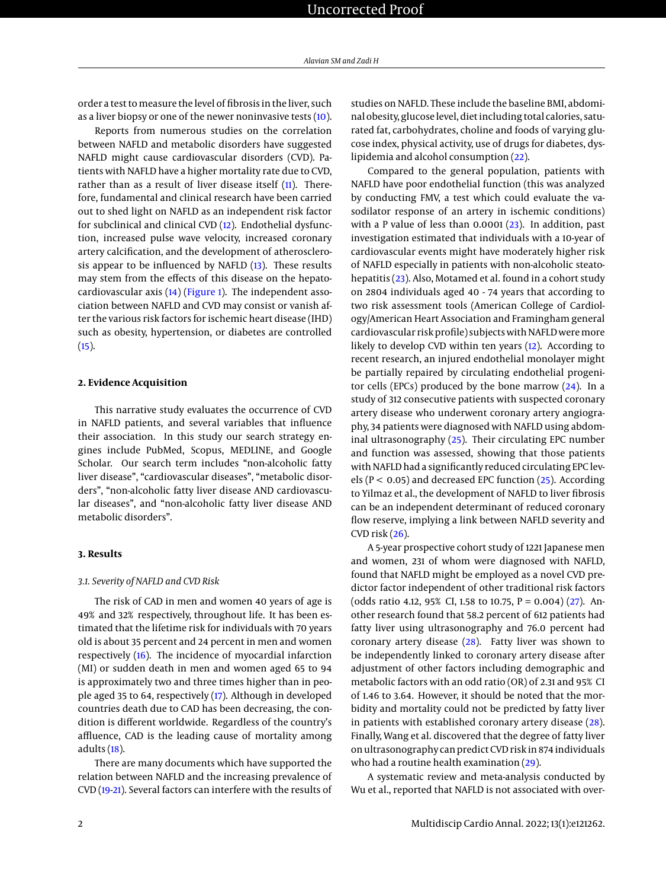order a test to measure the level of fibrosis in the liver, such as a liver biopsy or one of the newer noninvasive tests (10).

Reports from numerous studies on the correlation between NAFLD and metabolic disorders have suggested NAFLD might cause cardiovascular disorders (CVD). Patients with NAFLD have a higher mortality rate due to CVD, rather than as a result of liver disease itself (11). Therefore, fundamental and clinical research have been carried out to shed light on NAFLD as an independent risk factor for subclinical and clinical CVD (12). Endothelial dysfunction, increased pulse wave velocity, increased coronary artery calcification, and the development of atherosclerosis appear to be influenced by NAFLD (13). These results may stem from the effects of this disease on the hepatocardiovascular axis (14) (Figure 1). The independent association between NAFLD and CVD may consist or vanish after the various risk factors for ischemic heart disease (IHD) such as obesity, hypertension, or diabetes are controlled (15).

## 2. Evidence Acquisition

This narrative study evaluates the occurrence of CVD in NAFLD patients, and several variables that influence their association. In this study our search strategy engines include PubMed, Scopus, MEDLINE, and Google Scholar. Our search term includes "non-alcoholic fatty liver disease", "cardiovascular diseases", "metabolic disorders", "non-alcoholic fatty liver disease AND cardiovascular diseases", and "non-alcoholic fatty liver disease AND metabolic disorders".

## 3. Results

### 3.1. Severity of NAFLD and CVD Risk

The risk of CAD in men and women 40 years of age is 49% and 32% respectively, throughout life. It has been estimated that the lifetime risk for individuals with 70 years old is about 35 percent and 24 percent in men and women respectively (16). The incidence of myocardial infarction (MI) or sudden death in men and women aged 65 to 94 is approximately two and three times higher than in people aged 35 to 64, respectively (17). Although in developed countries death due to CAD has been decreasing, the condition is different worldwide. Regardless of the country's affluence, CAD is the leading cause of mortality among adults (18).

There are many documents which have supported the relation between NAFLD and the increasing prevalence of CVD (19-21). Several factors can interfere with the results of studies on NAFLD. These include the baseline BMI, abdominal obesity, glucose level, diet including total calories, saturated fat, carbohydrates, choline and foods of varying glucose index, physical activity, use of drugs for diabetes, dyslipidemia and alcohol consumption (22).

Compared to the general population, patients with NAFLD have poor endothelial function (this was analyzed by conducting FMV, a test which could evaluate the vasodilator response of an artery in ischemic conditions) with a P value of less than 0.0001 (23). In addition, past investigation estimated that individuals with a 10-year of cardiovascular events might have moderately higher risk of NAFLD especially in patients with non-alcoholic steatohepatitis (23). Also, Motamed et al. found in a cohort study on 2804 individuals aged 40 - 74 years that according to two risk assessment tools (American College of Cardiology/American Heart Association and Framingham general cardiovascular risk profile) subjects with NAFLD were more likely to develop CVD within ten years (12). According to recent research, an injured endothelial monolayer might be partially repaired by circulating endothelial progenitor cells (EPCs) produced by the bone marrow (24). In a study of 312 consecutive patients with suspected coronary artery disease who underwent coronary artery angiography, 34 patients were diagnosed with NAFLD using abdominal ultrasonography (25). Their circulating EPC number and function was assessed, showing that those patients with NAFLD had a significantly reduced circulating EPC levels ($P < 0.05$) and decreased EPC function (25). According to Yilmaz et al., the development of NAFLD to liver fibrosis can be an independent determinant of reduced coronary flow reserve, implying a link between NAFLD severity and CVD risk (26).

A 5-year prospective cohort study of 1221 Japanese men and women, 231 of whom were diagnosed with NAFLD, found that NAFLD might be employed as a novel CVD predictor factor independent of other traditional risk factors (odds ratio 4.12, 95% CI, 1.58 to 10.75, $P = 0.004$) (27). Another research found that 58.2 percent of 612 patients had fatty liver using ultrasonography and 76.0 percent had coronary artery disease (28). Fatty liver was shown to be independently linked to coronary artery disease after adjustment of other factors including demographic and metabolic factors with an odd ratio (OR) of 2.31 and 95% CI of 1.46 to 3.64. However, it should be noted that the morbidity and mortality could not be predicted by fatty liver in patients with established coronary artery disease (28). Finally, Wang et al. discovered that the degree of fatty liver on ultrasonography can predict CVD risk in 874 individuals who had a routine health examination (29).

A systematic review and meta-analysis conducted by Wu et al., reported that NAFLD is not associated with over-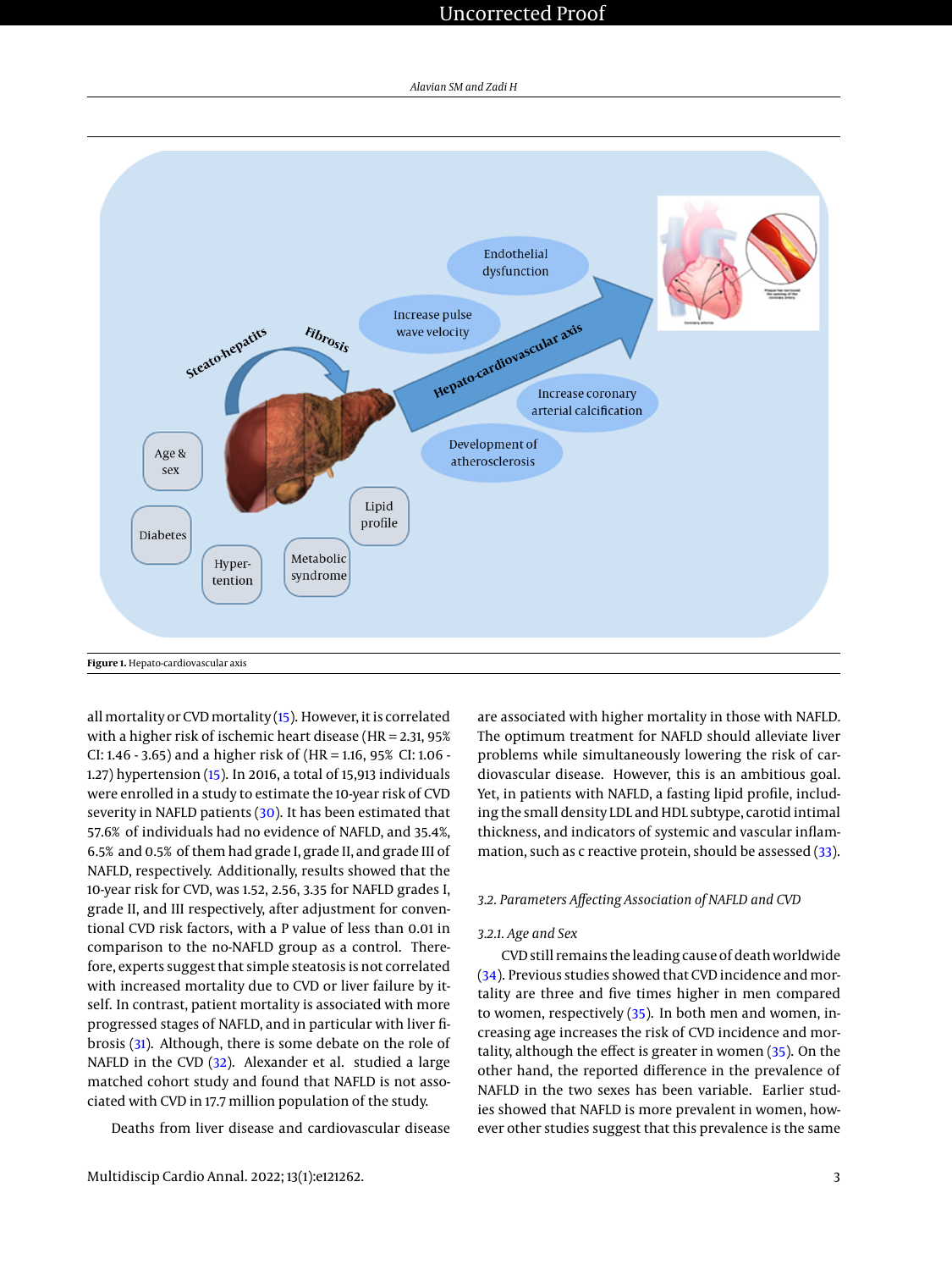Figure 1. Hepato-cardiovascular axis

all mortality or CVD mortality (15). However, it is correlated with a higher risk of ischemic heart disease (HR = 2.31, 95% CI: 1.46 - 3.65) and a higher risk of (HR = 1.16, 95% CI: 1.06 - 1.27) hypertension (15). In 2016, a total of 15,913 individuals were enrolled in a study to estimate the 10-year risk of CVD severity in NAFLD patients (30). It has been estimated that 57.6% of individuals had no evidence of NAFLD, and 35.4%, 6.5% and 0.5% of them had grade I, grade II, and grade III of NAFLD, respectively. Additionally, results showed that the 10-year risk for CVD, was 1.52, 2.56, 3.35 for NAFLD grades I, grade II, and III respectively, after adjustment for conventional CVD risk factors, with a P value of less than 0.01 in comparison to the no-NAFLD group as a control. Therefore, experts suggest that simple steatosis is not correlated with increased mortality due to CVD or liver failure by itself. In contrast, patient mortality is associated with more progressed stages of NAFLD, and in particular with liver fibrosis (31). Although, there is some debate on the role of NAFLD in the CVD (32). Alexander et al. studied a large matched cohort study and found that NAFLD is not associated with CVD in 17.7 million population of the study.

Deaths from liver disease and cardiovascular disease are associated with higher mortality in those with NAFLD. The optimum treatment for NAFLD should alleviate liver problems while simultaneously lowering the risk of cardiovascular disease. However, this is an ambitious goal. Yet, in patients with NAFLD, a fasting lipid profile, including the small density LDL and HDL subtype, carotid intimal thickness, and indicators of systemic and vascular inflammation, such as c reactive protein, should be assessed (33).

### 3.2. Parameters Affecting Association of NAFLD and CVD

#### 3.2.1. Age and Sex

CVD still remains the leading cause of death worldwide (34). Previous studies showed that CVD incidence and mortality are three and five times higher in men compared to women, respectively (35). In both men and women, increasing age increases the risk of CVD incidence and mortality, although the effect is greater in women (35). On the other hand, the reported difference in the prevalence of NAFLD in the two sexes has been variable. Earlier studies showed that NAFLD is more prevalent in women, however other studies suggest that this prevalence is the same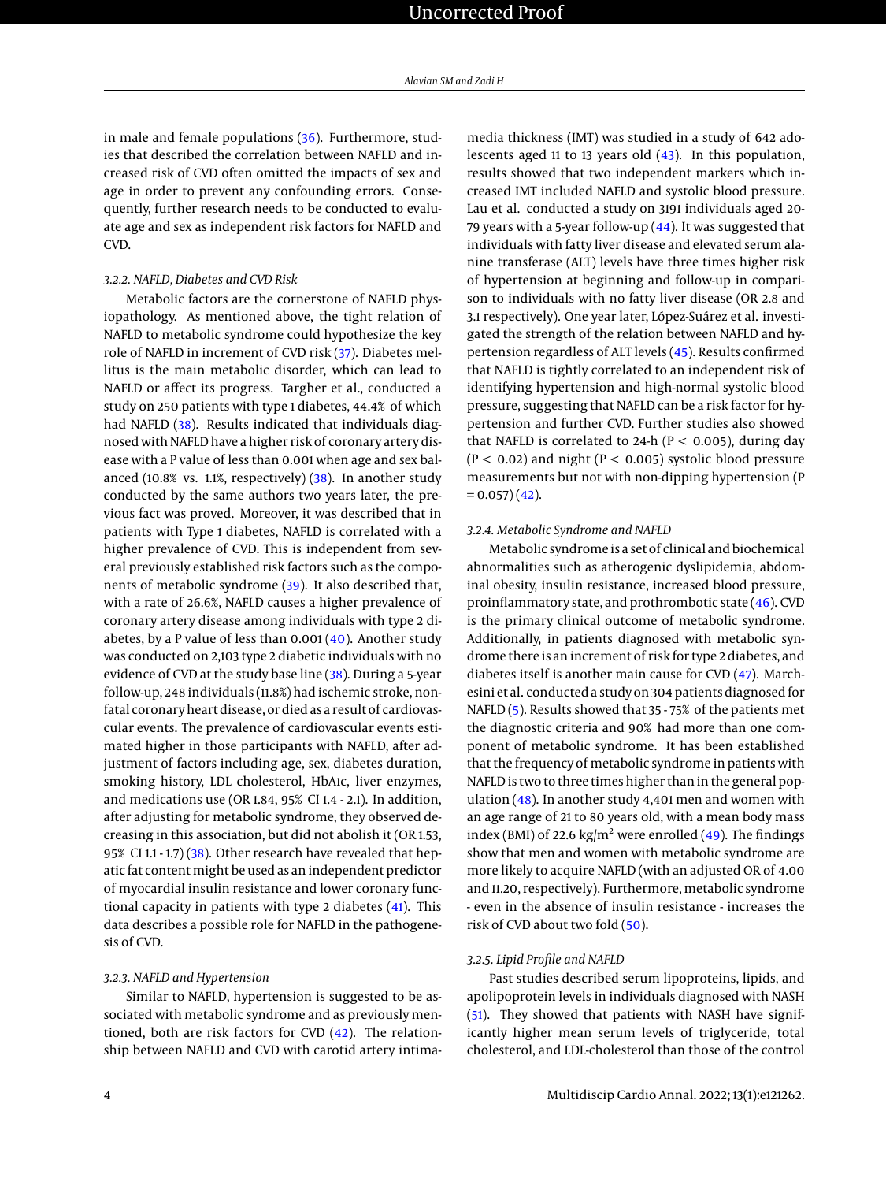in male and female populations (36). Furthermore, studies that described the correlation between NAFLD and increased risk of CVD often omitted the impacts of sex and age in order to prevent any confounding errors. Consequently, further research needs to be conducted to evaluate age and sex as independent risk factors for NAFLD and CVD.

#### 3.2.2. NAFLD, Diabetes and CVD Risk

Metabolic factors are the cornerstone of NAFLD physiopathology. As mentioned above, the tight relation of NAFLD to metabolic syndrome could hypothesize the key role of NAFLD in increment of CVD risk (37). Diabetes mellitus is the main metabolic disorder, which can lead to NAFLD or affect its progress. Targher et al., conducted a study on 250 patients with type 1 diabetes, 44.4% of which had NAFLD (38). Results indicated that individuals diagnosed with NAFLD have a higher risk of coronary artery disease with a P value of less than 0.001 when age and sex balanced (10.8% vs. 1.1%, respectively) (38). In another study conducted by the same authors two years later, the previous fact was proved. Moreover, it was described that in patients with Type 1 diabetes, NAFLD is correlated with a higher prevalence of CVD. This is independent from several previously established risk factors such as the components of metabolic syndrome (39). It also described that, with a rate of 26.6%, NAFLD causes a higher prevalence of coronary artery disease among individuals with type 2 diabetes, by a P value of less than 0.001 (40). Another study was conducted on 2,103 type 2 diabetic individuals with no evidence of CVD at the study base line (38). During a 5-year follow-up, 248 individuals (11.8%) had ischemic stroke, nonfatal coronary heart disease, or died as a result of cardiovascular events. The prevalence of cardiovascular events estimated higher in those participants with NAFLD, after adjustment of factors including age, sex, diabetes duration, smoking history, LDL cholesterol, HbA1c, liver enzymes, and medications use (OR 1.84, 95% CI 1.4 - 2.1). In addition, after adjusting for metabolic syndrome, they observed decreasing in this association, but did not abolish it (OR 1.53, 95% CI 1.1 - 1.7) (38). Other research have revealed that hepatic fat content might be used as an independent predictor of myocardial insulin resistance and lower coronary functional capacity in patients with type 2 diabetes (41). This data describes a possible role for NAFLD in the pathogenesis of CVD.

#### 3.2.3. NAFLD and Hypertension

Similar to NAFLD, hypertension is suggested to be associated with metabolic syndrome and as previously mentioned, both are risk factors for CVD (42). The relationship between NAFLD and CVD with carotid artery intima-media thickness (IMT) was studied in a study of 642 adolescents aged 11 to 13 years old (43). In this population, results showed that two independent markers which increased IMT included NAFLD and systolic blood pressure. Lau et al. conducted a study on 3191 individuals aged 20-79 years with a 5-year follow-up (44). It was suggested that individuals with fatty liver disease and elevated serum alanine transferase (ALT) levels have three times higher risk of hypertension at beginning and follow-up in comparison to individuals with no fatty liver disease (OR 2.8 and 3.1 respectively). One year later, López-Suárez et al. investigated the strength of the relation between NAFLD and hypertension regardless of ALT levels (45). Results confirmed that NAFLD is tightly correlated to an independent risk of identifying hypertension and high-normal systolic blood pressure, suggesting that NAFLD can be a risk factor for hypertension and further CVD. Further studies also showed that NAFLD is correlated to 24-h ($P < 0.005$), during day ($P < 0.02$) and night ($P < 0.005$) systolic blood pressure measurements but not with non-dipping hypertension ($P = 0.057$) (42).

#### 3.2.4. Metabolic Syndrome and NAFLD

Metabolic syndrome is a set of clinical and biochemical abnormalities such as atherogenic dyslipidemia, abdominal obesity, insulin resistance, increased blood pressure, proinflammatory state, and prothrombotic state (46). CVD is the primary clinical outcome of metabolic syndrome. Additionally, in patients diagnosed with metabolic syndrome there is an increment of risk for type 2 diabetes, and diabetes itself is another main cause for CVD (47). Marchesini et al. conducted a study on 304 patients diagnosed for NAFLD (5). Results showed that 35 - 75% of the patients met the diagnostic criteria and 90% had more than one component of metabolic syndrome. It has been established that the frequency of metabolic syndrome in patients with NAFLD is two to three times higher than in the general population (48). In another study 4,401 men and women with an age range of 21 to 80 years old, with a mean body mass index (BMI) of 22.6 kg/m$^2$ were enrolled (49). The findings show that men and women with metabolic syndrome are more likely to acquire NAFLD (with an adjusted OR of 4.00 and 11.20, respectively). Furthermore, metabolic syndrome - even in the absence of insulin resistance - increases the risk of CVD about two fold (50).

#### 3.2.5. Lipid Profile and NAFLD

Past studies described serum lipoproteins, lipids, and apolipoprotein levels in individuals diagnosed with NASH (51). They showed that patients with NASH have significantly higher mean serum levels of triglyceride, total cholesterol, and LDL-cholesterol than those of the control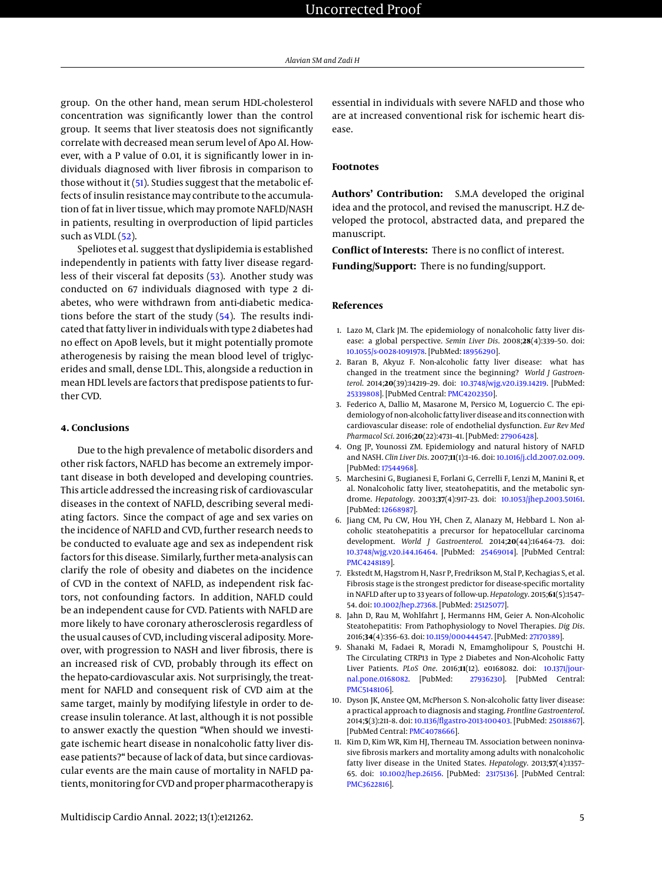group. On the other hand, mean serum HDL-cholesterol concentration was significantly lower than the control group. It seems that liver steatosis does not significantly correlate with decreased mean serum level of Apo AI. However, with a P value of 0.01, it is significantly lower in individuals diagnosed with liver fibrosis in comparison to those without it (51). Studies suggest that the metabolic effects of insulin resistance may contribute to the accumulation of fat in liver tissue, which may promote NAFLD/NASH in patients, resulting in overproduction of lipid particles such as VLDL (52).

Speliotes et al. suggest that dyslipidemia is established independently in patients with fatty liver disease regardless of their visceral fat deposits (53). Another study was conducted on 67 individuals diagnosed with type 2 diabetes, who were withdrawn from anti-diabetic medications before the start of the study (54). The results indicated that fatty liver in individuals with type 2 diabetes had no effect on ApoB levels, but it might potentially promote atherogenesis by raising the mean blood level of triglycerides and small, dense LDL. This, alongside a reduction in mean HDL levels are factors that predispose patients to further CVD.

## 4. Conclusions

Due to the high prevalence of metabolic disorders and other risk factors, NAFLD has become an extremely important disease in both developed and developing countries. This article addressed the increasing risk of cardiovascular diseases in the context of NAFLD, describing several mediating factors. Since the compact of age and sex varies on the incidence of NAFLD and CVD, further research needs to be conducted to evaluate age and sex as independent risk factors for this disease. Similarly, further meta-analysis can clarify the role of obesity and diabetes on the incidence of CVD in the context of NAFLD, as independent risk factors, not confounding factors. In addition, NAFLD could be an independent cause for CVD. Patients with NAFLD are more likely to have coronary atherosclerosis regardless of the usual causes of CVD, including visceral adiposity. Moreover, with progression to NASH and liver fibrosis, there is an increased risk of CVD, probably through its effect on the hepato-cardiovascular axis. Not surprisingly, the treatment for NAFLD and consequent risk of CVD aim at the same target, mainly by modifying lifestyle in order to decrease insulin tolerance. At last, although it is not possible to answer exactly the question "When should we investigate ischemic heart disease in nonalcoholic fatty liver disease patients?" because of lack of data, but since cardiovascular events are the main cause of mortality in NAFLD patients, monitoring for CVD and proper pharmacotherapy is essential in individuals with severe NAFLD and those who are at increased conventional risk for ischemic heart disease.

## Footnotes

**Authors' Contribution:** S.M.A developed the original idea and the protocol, and revised the manuscript. H.Z developed the protocol, abstracted data, and prepared the manuscript.

**Conflict of Interests:** There is no conflict of interest.

**Funding/Support:** There is no funding/support.

## References

1. Lazo M, Clark JM. The epidemiology of nonalcoholic fatty liver disease: a global perspective. *Semin Liver Dis*. 2008;**28**(4):339–50. doi: 10.1055/s-0028-1091978. [PubMed: 18956290].
2. Baran B, Akyuz F. Non-alcoholic fatty liver disease: what has changed in the treatment since the beginning? *World J Gastroenterol*. 2014;**20**(39):14219–29. doi: 10.3748/wjg.v20.i39.14219. [PubMed: 25339808]. [PubMed Central: PMC4202350].
3. Federico A, Dallio M, Masarone M, Persico M, Loguercio C. The epidemiology of non-alcoholic fatty liver disease and its connection with cardiovascular disease: role of endothelial dysfunction. *Eur Rev Med Pharmacol Sci*. 2016;**20**(22):4731–41. [PubMed: 27906428].
4. Ong JP, Younossi ZM. Epidemiology and natural history of NAFLD and NASH. *Clin Liver Dis*. 2007;**11**(1):1–16. doi: 10.1016/j.cld.2007.02.009. [PubMed: 17544968].
5. Marchesini G, Bugianesi E, Forlani G, Cerrelli F, Lenzi M, Manini R, et al. Nonalcoholic fatty liver, steatohepatitis, and the metabolic syndrome. *Hepatology*. 2003;**37**(4):917–23. doi: 10.1053/jhep.2003.50161. [PubMed: 12668987].
6. Jiang CM, Pu CW, Hou YH, Chen Z, Alanazy M, Hebbard L. Non alcoholic steatohepatitis a precursor for hepatocellular carcinoma development. *World J Gastroenterol*. 2014;**20**(44):16464–73. doi: 10.3748/wjg.v20.i44.16464. [PubMed: 25469014]. [PubMed Central: PMC4248189].
7. Ekstedt M, Hagstrom H, Nasr P, Fredrikson M, Stal P, Kechagias S, et al. Fibrosis stage is the strongest predictor for disease-specific mortality in NAFLD after up to 33 years of follow-up. *Hepatology*. 2015;**61**(5):1547–54. doi: 10.1002/hep.27368. [PubMed: 25125077].
8. Jahn D, Rau M, Wohlfahrt J, Hermanns HM, Geier A. Non-Alcoholic Steatohepatitis: From Pathophysiology to Novel Therapies. *Dig Dis*. 2016;**34**(4):356–63. doi: 10.1159/000444547. [PubMed: 27170389].
9. Shanaki M, Fadaei R, Moradi N, Emamgholipour S, Poustchi H. The Circulating CTRP13 in Type 2 Diabetes and Non-Alcoholic Fatty Liver Patients. *PLoS One*. 2016;**11**(12). e0168082. doi: 10.1371/journal.pone.0168082. [PubMed: 27936230]. [PubMed Central: PMC5148106].
10. Dyson JK, Anstee QM, McPherson S. Non-alcoholic fatty liver disease: a practical approach to diagnosis and staging. *Frontline Gastroenterol*. 2014;**5**(3):211–8. doi: 10.1136/flgastro-2013-100403. [PubMed: 25018867]. [PubMed Central: PMC4078666].
11. Kim D, Kim WR, Kim HJ, Therneau TM. Association between noninvasive fibrosis markers and mortality among adults with nonalcoholic fatty liver disease in the United States. *Hepatology*. 2013;**57**(4):1357–65. doi: 10.1002/hep.26156. [PubMed: 23175136]. [PubMed Central: PMC3622816].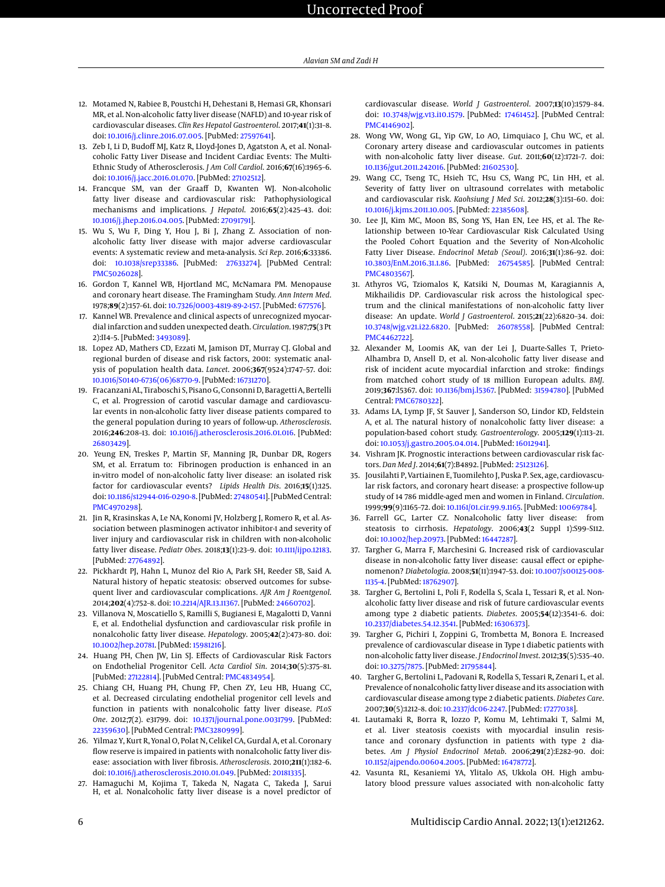12. Motamed N, Rabiee B, Poustchi H, Dehestani B, Hemasi GR, Khonsari MR, et al. Non-alcoholic fatty liver disease (NAFLD) and 10-year risk of cardiovascular diseases. *Clin Res Hepatol Gastroenterol*. 2017;**41**(1):31–8. doi: 10.1016/j.clinre.2016.07.005. [PubMed: 27597641].
13. Zeb I, Li D, Budoff MJ, Katz R, Lloyd-Jones D, Agatston A, et al. Nonalcoholic Fatty Liver Disease and Incident Cardiac Events: The Multi-Ethnic Study of Atherosclerosis. *J Am Coll Cardiol*. 2016;**67**(16):1965–6. doi: 10.1016/j.jacc.2016.01.070. [PubMed: 27102512].
14. Francque SM, van der Graaff D, Kwanten WJ. Non-alcoholic fatty liver disease and cardiovascular risk: Pathophysiological mechanisms and implications. *J Hepatol*. 2016;**65**(2):425–43. doi: 10.1016/j.jhep.2016.04.005. [PubMed: 27091791].
15. Wu S, Wu F, Ding Y, Hou J, Bi J, Zhang Z. Association of non-alcoholic fatty liver disease with major adverse cardiovascular events: A systematic review and meta-analysis. *Sci Rep*. 2016;**6**:33386. doi: 10.1038/srep33386. [PubMed: 27633274]. [PubMed Central: PMC5026028].
16. Gordon T, Kannel WB, Hjortland MC, McNamara PM. Menopause and coronary heart disease. The Framingham Study. *Ann Intern Med*. 1978;**89**(2):157–61. doi: 10.7326/0003-4819-89-2-157. [PubMed: 677576].
17. Kannel WB. Prevalence and clinical aspects of unrecognized myocardial infarction and sudden unexpected death. *Circulation*. 1987;**75**(3 Pt 2):II4–5. [PubMed: 3493089].
18. Lopez AD, Mathers CD, Ezzati M, Jamison DT, Murray CJ. Global and regional burden of disease and risk factors, 2001: systematic analysis of population health data. *Lancet*. 2006;**367**(9524):1747–57. doi: 10.1016/S0140-6736(06)68770-9. [PubMed: 16731270].
19. Fracanzani AL, Tiraboschi S, Pisano G, Consonni D, Baragetti A, Bertelli C, et al. Progression of carotid vascular damage and cardiovascular events in non-alcoholic fatty liver disease patients compared to the general population during 10 years of follow-up. *Atherosclerosis*. 2016;**246**:208–13. doi: 10.1016/j.atherosclerosis.2016.01.016. [PubMed: 26803429].
20. Yeung EN, Treskes P, Martin SF, Manning JR, Dunbar DR, Rogers SM, et al. Erratum to: Fibrinogen production is enhanced in an in-vitro model of non-alcoholic fatty liver disease: an isolated risk factor for cardiovascular events? *Lipids Health Dis*. 2016;**15**(1):125. doi: 10.1186/s12944-016-0290-8. [PubMed: 27480541]. [PubMed Central: PMC4970298].
21. Jin R, Krasinskas A, Le NA, Konomi JV, Holzberg J, Romero R, et al. Association between plasminogen activator inhibitor-1 and severity of liver injury and cardiovascular risk in children with non-alcoholic fatty liver disease. *Pediatr Obes*. 2018;**13**(1):23–9. doi: 10.1111/ijpo.12183. [PubMed: 27764892].
22. Pickhardt PJ, Hahn L, Munoz del Rio A, Park SH, Reeder SB, Said A. Natural history of hepatic steatosis: observed outcomes for subsequent liver and cardiovascular complications. *AJR Am J Roentgenol*. 2014;**202**(4):752–8. doi: 10.2214/AJR.13.11367. [PubMed: 24660702].
23. Villanova N, Moscatiello S, Ramilli S, Bugianesi E, Magalotti D, Vanni E, et al. Endothelial dysfunction and cardiovascular risk profile in nonalcoholic fatty liver disease. *Hepatology*. 2005;**42**(2):473–80. doi: 10.1002/hep.20781. [PubMed: 15981216].
24. Huang PH, Chen JW, Lin SJ. Effects of Cardiovascular Risk Factors on Endothelial Progenitor Cell. *Acta Cardiol Sin*. 2014;**30**(5):375–81. [PubMed: 27122814]. [PubMed Central: PMC4834954].
25. Chiang CH, Huang PH, Chung FP, Chen ZY, Leu HB, Huang CC, et al. Decreased circulating endothelial progenitor cell levels and function in patients with nonalcoholic fatty liver disease. *PLoS One*. 2012;**7**(2). e31799. doi: 10.1371/journal.pone.0031799. [PubMed: 22359630]. [PubMed Central: PMC3280999].
26. Yilmaz Y, Kurt R, Yonal O, Polat N, Celikel CA, Gurdal A, et al. Coronary flow reserve is impaired in patients with nonalcoholic fatty liver disease: association with liver fibrosis. *Atherosclerosis*. 2010;**211**(1):182–6. doi: 10.1016/j.atherosclerosis.2010.01.049. [PubMed: 20181335].
27. Hamaguchi M, Kojima T, Takeda N, Nagata C, Takeda J, Sarui H, et al. Nonalcoholic fatty liver disease is a novel predictor of cardiovascular disease. *World J Gastroenterol*. 2007;**13**(10):1579–84. doi: 10.3748/wjg.v13.i10.1579. [PubMed: 17461452]. [PubMed Central: PMC4146902].
28. Wong VW, Wong GL, Yip GW, Lo AO, Limquiaco J, Chu WC, et al. Coronary artery disease and cardiovascular outcomes in patients with non-alcoholic fatty liver disease. *Gut*. 2011;**60**(12):1721–7. doi: 10.1136/gut.2011.242016. [PubMed: 21602530].
29. Wang CC, Tseng TC, Hsieh TC, Hsu CS, Wang PC, Lin HH, et al. Severity of fatty liver on ultrasound correlates with metabolic and cardiovascular risk. *Kaohsiung J Med Sci*. 2012;**28**(3):151–60. doi: 10.1016/j.kjms.2011.10.005. [PubMed: 22385608].
30. Lee JI, Kim MC, Moon BS, Song YS, Han EN, Lee HS, et al. The Relationship between 10-Year Cardiovascular Risk Calculated Using the Pooled Cohort Equation and the Severity of Non-Alcoholic Fatty Liver Disease. *Endocrinol Metab (Seoul)*. 2016;**31**(1):86–92. doi: 10.3803/EnM.2016.31.1.86. [PubMed: 26754585]. [PubMed Central: PMC4803567].
31. Athyros VG, Tziomalos K, Katsiki N, Doumas M, Karagiannis A, Mikhailidis DP. Cardiovascular risk across the histological spectrum and the clinical manifestations of non-alcoholic fatty liver disease: An update. *World J Gastroenterol*. 2015;**21**(22):6820–34. doi: 10.3748/wjg.v21.i22.6820. [PubMed: 26078558]. [PubMed Central: PMC4462722].
32. Alexander M, Loomis AK, van der Lei J, Duarte-Salles T, Prieto-Alhambra D, Ansell D, et al. Non-alcoholic fatty liver disease and risk of incident acute myocardial infarction and stroke: findings from matched cohort study of 18 million European adults. *BMJ*. 2019;**367**:l5367. doi: 10.1136/bmj.l5367. [PubMed: 31594780]. [PubMed Central: PMC6780322].
33. Adams LA, Lymp JF, St Sauver J, Sanderson SO, Lindor KD, Feldstein A, et al. The natural history of nonalcoholic fatty liver disease: a population-based cohort study. *Gastroenterology*. 2005;**129**(1):113–21. doi: 10.1053/j.gastro.2005.04.014. [PubMed: 16012941].
34. Vishram JK. Prognostic interactions between cardiovascular risk factors. *Dan Med J*. 2014;**61**(7):B4892. [PubMed: 25123126].
35. Jousilahti P, Vartiainen E, Tuomilehto J, Puska P. Sex, age, cardiovascular risk factors, and coronary heart disease: a prospective follow-up study of 14 786 middle-aged men and women in Finland. *Circulation*. 1999;**99**(9):1165–72. doi: 10.1161/01.cir.99.9.1165. [PubMed: 10069784].
36. Farrell GC, Larter CZ. Nonalcoholic fatty liver disease: from steatosis to cirrhosis. *Hepatology*. 2006;**43**(2 Suppl 1):S99–S112. doi: 10.1002/hep.20973. [PubMed: 16447287].
37. Targher G, Marra F, Marchesini G. Increased risk of cardiovascular disease in non-alcoholic fatty liver disease: causal effect or epiphenomenon? *Diabetologia*. 2008;**51**(11):1947–53. doi: 10.1007/s00125-008-1135-4. [PubMed: 18762907].
38. Targher G, Bertolini L, Poli F, Rodella S, Scala L, Tessari R, et al. Nonalcoholic fatty liver disease and risk of future cardiovascular events among type 2 diabetic patients. *Diabetes*. 2005;**54**(12):3541–6. doi: 10.2337/diabetes.54.12.3541. [PubMed: 16306373].
39. Targher G, Pichiri I, Zoppini G, Trombetta M, Bonora E. Increased prevalence of cardiovascular disease in Type 1 diabetic patients with non-alcoholic fatty liver disease. *J Endocrinol Invest*. 2012;**35**(5):535–40. doi: 10.3275/7875. [PubMed: 21795844].
40. Targher G, Bertolini L, Padovani R, Rodella S, Tessari R, Zenari L, et al. Prevalence of nonalcoholic fatty liver disease and its association with cardiovascular disease among type 2 diabetic patients. *Diabetes Care*. 2007;**30**(5):1212–8. doi: 10.2337/dc06-2247. [PubMed: 17277038].
41. Lautamaki R, Borra R, Iozzo P, Komu M, Lehtimaki T, Salmi M, et al. Liver steatosis coexists with myocardial insulin resistance and coronary dysfunction in patients with type 2 diabetes. *Am J Physiol Endocrinol Metab*. 2006;**291**(2):E282–90. doi: 10.1152/ajpendo.00604.2005. [PubMed: 16478772].
42. Vasunta RL, Kesaniemi YA, Ylitalo AS, Ukkola OH. High ambulatory blood pressure values associated with non-alcoholic fatty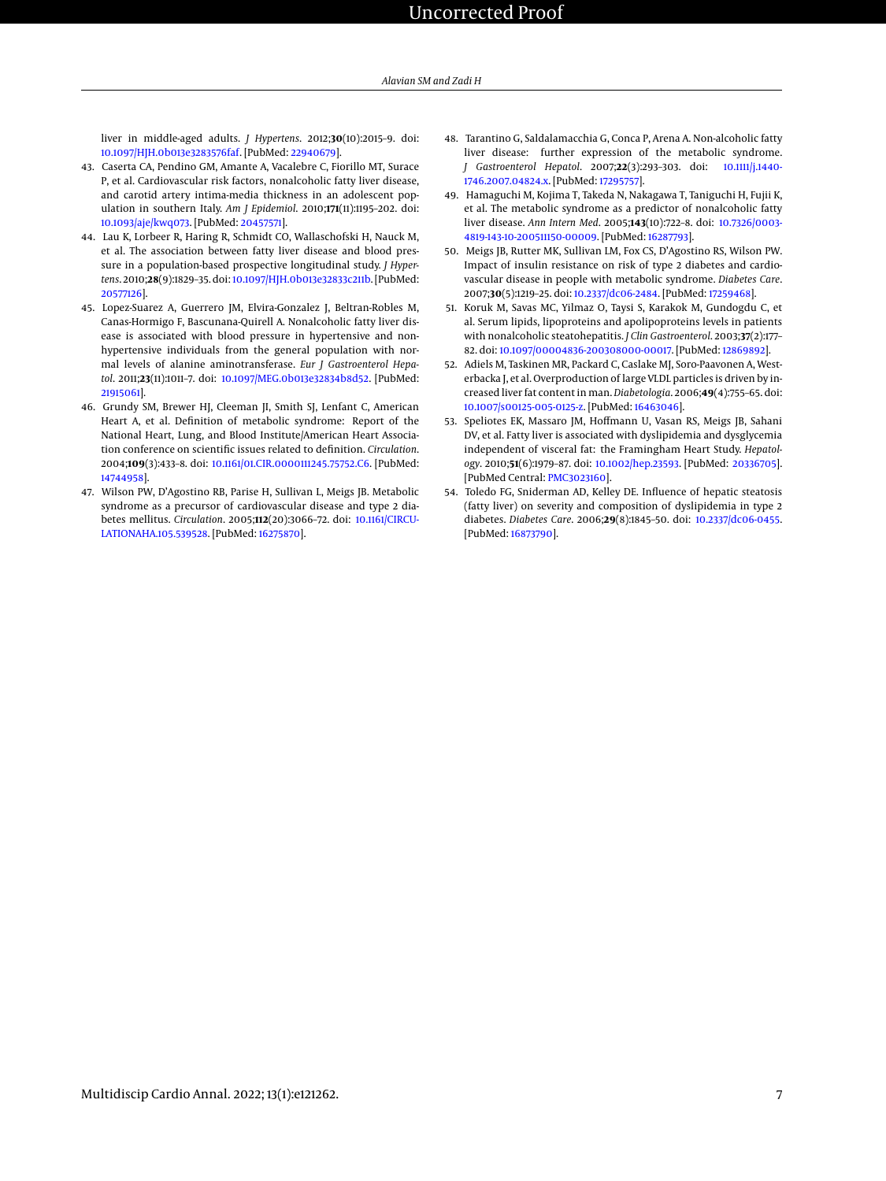liver in middle-aged adults. *J Hypertens*. 2012;**30**(10):2015–9. doi: 10.1097/HJH.0b013e3283576faf. [PubMed: 22940679].

43. Caserta CA, Pendino GM, Amante A, Vacalebre C, Fiorillo MT, Surace P, et al. Cardiovascular risk factors, nonalcoholic fatty liver disease, and carotid artery intima-media thickness in an adolescent population in southern Italy. *Am J Epidemiol*. 2010;**171**(11):1195–202. doi: 10.1093/aje/kwq073. [PubMed: 20457571].
44. Lau K, Lorbeer R, Haring R, Schmidt CO, Wallaschofski H, Nauck M, et al. The association between fatty liver disease and blood pressure in a population-based prospective longitudinal study. *J Hypertens*. 2010;**28**(9):1829–35. doi: 10.1097/HJH.0b013e32833c211b. [PubMed: 20577126].
45. Lopez-Suarez A, Guerrero JM, Elvira-Gonzalez J, Beltran-Robles M, Canas-Hormigo F, Bascunana-Quirell A. Nonalcoholic fatty liver disease is associated with blood pressure in hypertensive and non-hypertensive individuals from the general population with normal levels of alanine aminotransferase. *Eur J Gastroenterol Hepatol*. 2011;**23**(11):1011–7. doi: 10.1097/MEG.0b013e32834b8d52. [PubMed: 21915061].
46. Grundy SM, Brewer HJ, Cleeman JI, Smith SJ, Lenfant C, American Heart A, et al. Definition of metabolic syndrome: Report of the National Heart, Lung, and Blood Institute/American Heart Association conference on scientific issues related to definition. *Circulation*. 2004;**109**(3):433–8. doi: 10.1161/01.CIR.0000111245.75752.C6. [PubMed: 14744958].
47. Wilson PW, D'Agostino RB, Parise H, Sullivan L, Meigs JB. Metabolic syndrome as a precursor of cardiovascular disease and type 2 diabetes mellitus. *Circulation*. 2005;**112**(20):3066–72. doi: 10.1161/CIRCULATIONAHA.105.539528. [PubMed: 16275870].
48. Tarantino G, Saldalamacchia G, Conca P, Arena A. Non-alcoholic fatty liver disease: further expression of the metabolic syndrome. *J Gastroenterol Hepatol*. 2007;**22**(3):293–303. doi: 10.1111/j.1440-1746.2007.04824.x. [PubMed: 17295757].
49. Hamaguchi M, Kojima T, Takeda N, Nakagawa T, Taniguchi H, Fujii K, et al. The metabolic syndrome as a predictor of nonalcoholic fatty liver disease. *Ann Intern Med*. 2005;**143**(10):722–8. doi: 10.7326/0003-4819-143-10-200511150-00009. [PubMed: 16287793].
50. Meigs JB, Rutter MK, Sullivan LM, Fox CS, D'Agostino RS, Wilson PW. Impact of insulin resistance on risk of type 2 diabetes and cardiovascular disease in people with metabolic syndrome. *Diabetes Care*. 2007;**30**(5):1219–25. doi: 10.2337/dc06-2484. [PubMed: 17259468].
51. Koruk M, Savas MC, Yilmaz O, Taysi S, Karakok M, Gundogdu C, et al. Serum lipids, lipoproteins and apolipoproteins levels in patients with nonalcoholic steatohepatitis. *J Clin Gastroenterol*. 2003;**37**(2):177–82. doi: 10.1097/00004836-200308000-00017. [PubMed: 12869892].
52. Adiels M, Taskinen MR, Packard C, Caslake MJ, Soro-Paavonen A, Westerbacka J, et al. Overproduction of large VLDL particles is driven by increased liver fat content in man. *Diabetologia*. 2006;**49**(4):755–65. doi: 10.1007/s00125-005-0125-z. [PubMed: 16463046].
53. Speliotes EK, Massaro JM, Hoffmann U, Vasan RS, Meigs JB, Sahani DV, et al. Fatty liver is associated with dyslipidemia and dysglycemia independent of visceral fat: the Framingham Heart Study. *Hepatology*. 2010;**51**(6):1979–87. doi: 10.1002/hep.23593. [PubMed: 20336705]. [PubMed Central: PMC3023160].
54. Toledo FG, Sniderman AD, Kelley DE. Influence of hepatic steatosis (fatty liver) on severity and composition of dyslipidemia in type 2 diabetes. *Diabetes Care*. 2006;**29**(8):1845–50. doi: 10.2337/dc06-0455. [PubMed: 16873790].